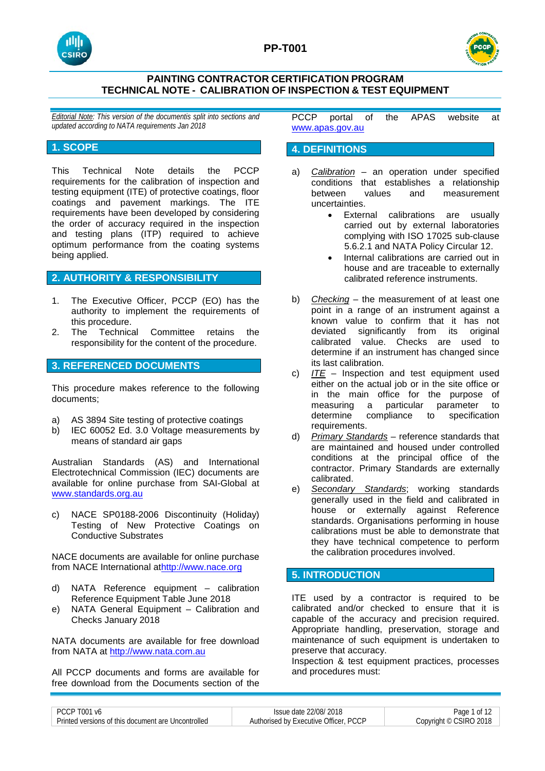# PAINTING CONTRACTOR CERTIFICATION PROGRAM
# TECHNICAL NOTE - CALIBRATION OF INSPECTION & TEST EQUIPMENT

*Editorial Note: This version of the documentis split into sections and updated according to NATA requirements Jan 2018*

## 1. SCOPE

This Technical Note details the PCCP requirements for the calibration of inspection and testing equipment (ITE) of protective coatings, floor coatings and pavement markings. The ITE requirements have been developed by considering the order of accuracy required in the inspection and testing plans (ITP) required to achieve optimum performance from the coating systems being applied.

## 2. AUTHORITY & RESPONSIBILITY

1. The Executive Officer, PCCP (EO) has the authority to implement the requirements of this procedure.
2. The Technical Committee retains the responsibility for the content of the procedure.

## 3. REFERENCED DOCUMENTS

This procedure makes reference to the following documents;

a) AS 3894 Site testing of protective coatings
b) IEC 60052 Ed. 3.0 Voltage measurements by means of standard air gaps

Australian Standards (AS) and International Electrotechnical Commission (IEC) documents are available for online purchase from SAI-Global at www.standards.org.au

c) NACE SP0188-2006 Discontinuity (Holiday) Testing of New Protective Coatings on Conductive Substrates

NACE documents are available for online purchase from NACE International athttp://www.nace.org

d) NATA Reference equipment – calibration Reference Equipment Table June 2018
e) NATA General Equipment – Calibration and Checks January 2018

NATA documents are available for free download from NATA at http://www.nata.com.au

All PCCP documents and forms are available for free download from the Documents section of the PCCP portal of the APAS website at www.apas.gov.au

## 4. DEFINITIONS

a) *Calibration* – an operation under specified conditions that establishes a relationship between values and measurement uncertainties.
   - External calibrations are usually carried out by external laboratories complying with ISO 17025 sub-clause 5.6.2.1 and NATA Policy Circular 12.
   - Internal calibrations are carried out in house and are traceable to externally calibrated reference instruments.

b) *Checking* – the measurement of at least one point in a range of an instrument against a known value to confirm that it has not deviated significantly from its original calibrated value. Checks are used to determine if an instrument has changed since its last calibration.

c) *ITE* – Inspection and test equipment used either on the actual job or in the site office or in the main office for the purpose of measuring a particular parameter to determine compliance to specification requirements.

d) *Primary Standards* – reference standards that are maintained and housed under controlled conditions at the principal office of the contractor. Primary Standards are externally calibrated.

e) *Secondary Standards*; working standards generally used in the field and calibrated in house or externally against Reference standards. Organisations performing in house calibrations must be able to demonstrate that they have technical competence to perform the calibration procedures involved.

## 5. INTRODUCTION

ITE used by a contractor is required to be calibrated and/or checked to ensure that it is capable of the accuracy and precision required. Appropriate handling, preservation, storage and maintenance of such equipment is undertaken to preserve that accuracy.
Inspection & test equipment practices, processes and procedures must: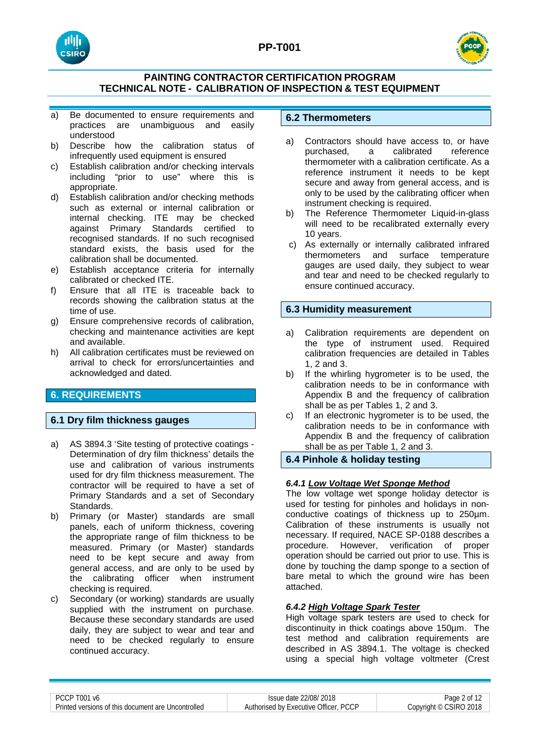a) Be documented to ensure requirements and practices are unambiguous and easily understood
b) Describe how the calibration status of infrequently used equipment is ensured
c) Establish calibration and/or checking intervals including "prior to use" where this is appropriate.
d) Establish calibration and/or checking methods such as external or internal calibration or internal checking. ITE may be checked against Primary Standards certified to recognised standards. If no such recognised standard exists, the basis used for the calibration shall be documented.
e) Establish acceptance criteria for internally calibrated or checked ITE.
f) Ensure that all ITE is traceable back to records showing the calibration status at the time of use.
g) Ensure comprehensive records of calibration, checking and maintenance activities are kept and available.
h) All calibration certificates must be reviewed on arrival to check for errors/uncertainties and acknowledged and dated.

## 6. REQUIREMENTS

### 6.1 Dry film thickness gauges

a) AS 3894.3 'Site testing of protective coatings - Determination of dry film thickness' details the use and calibration of various instruments used for dry film thickness measurement. The contractor will be required to have a set of Primary Standards and a set of Secondary Standards.
b) Primary (or Master) standards are small panels, each of uniform thickness, covering the appropriate range of film thickness to be measured. Primary (or Master) standards need to be kept secure and away from general access, and are only to be used by the calibrating officer when instrument checking is required.
c) Secondary (or working) standards are usually supplied with the instrument on purchase. Because these secondary standards are used daily, they are subject to wear and tear and need to be checked regularly to ensure continued accuracy.

### 6.2 Thermometers

a) Contractors should have access to, or have purchased, a calibrated reference thermometer with a calibration certificate. As a reference instrument it needs to be kept secure and away from general access, and is only to be used by the calibrating officer when instrument checking is required.
b) The Reference Thermometer Liquid-in-glass will need to be recalibrated externally every 10 years.
c) As externally or internally calibrated infrared thermometers and surface temperature gauges are used daily, they subject to wear and tear and need to be checked regularly to ensure continued accuracy.

### 6.3 Humidity measurement

a) Calibration requirements are dependent on the type of instrument used. Required calibration frequencies are detailed in Tables 1, 2 and 3.
b) If the whirling hygrometer is to be used, the calibration needs to be in conformance with Appendix B and the frequency of calibration shall be as per Tables 1, 2 and 3.
c) If an electronic hygrometer is to be used, the calibration needs to be in conformance with Appendix B and the frequency of calibration shall be as per Table 1, 2 and 3.

### 6.4 Pinhole & holiday testing

#### *6.4.1 Low Voltage Wet Sponge Method*

The low voltage wet sponge holiday detector is used for testing for pinholes and holidays in non-conductive coatings of thickness up to 250µm. Calibration of these instruments is usually not necessary. If required, NACE SP-0188 describes a procedure. However, verification of proper operation should be carried out prior to use. This is done by touching the damp sponge to a section of bare metal to which the ground wire has been attached.

#### *6.4.2 High Voltage Spark Tester*

High voltage spark testers are used to check for discontinuity in thick coatings above 150µm. The test method and calibration requirements are described in AS 3894.1. The voltage is checked using a special high voltage voltmeter (Crest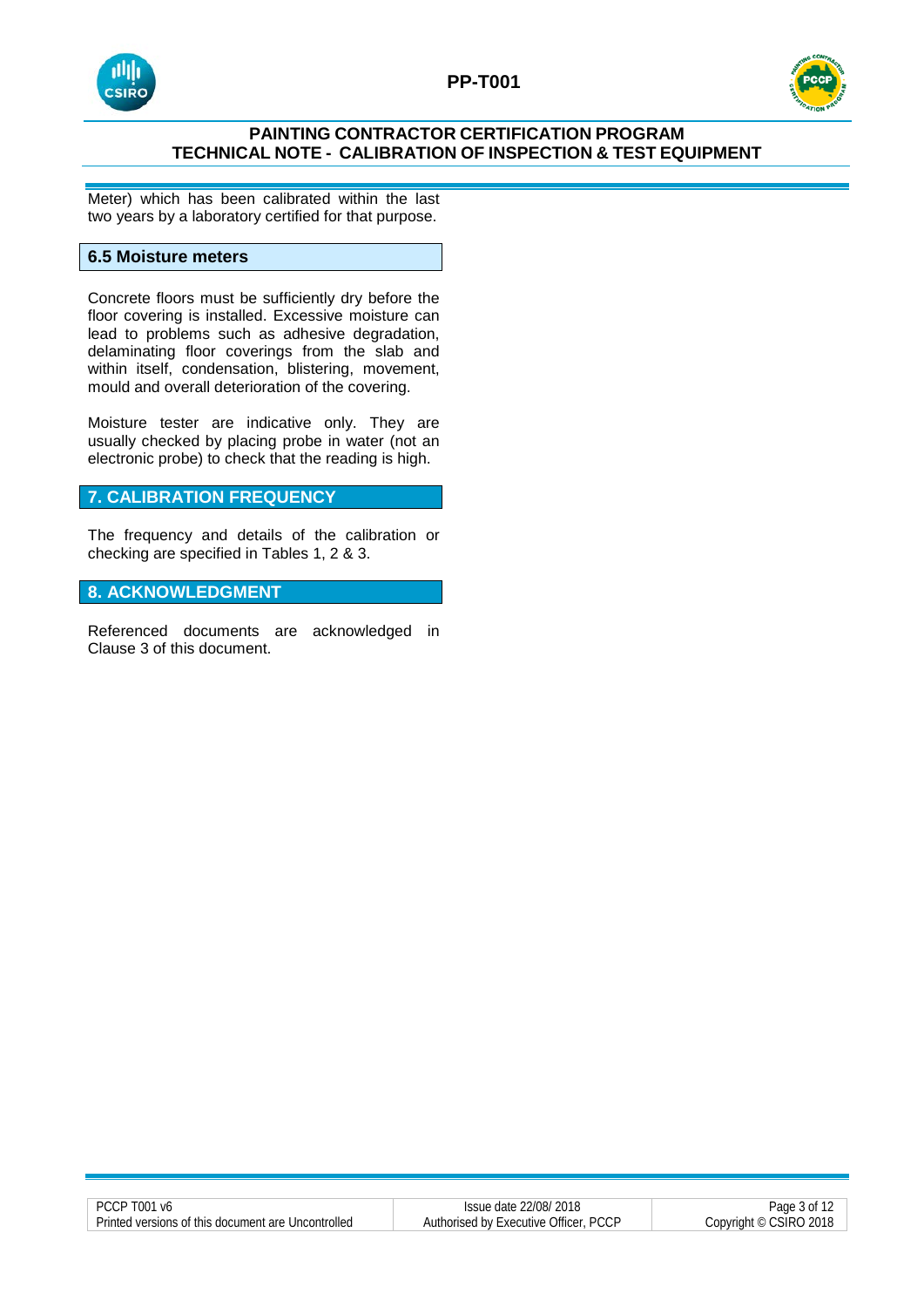Meter) which has been calibrated within the last two years by a laboratory certified for that purpose.

### 6.5 Moisture meters

Concrete floors must be sufficiently dry before the floor covering is installed. Excessive moisture can lead to problems such as adhesive degradation, delaminating floor coverings from the slab and within itself, condensation, blistering, movement, mould and overall deterioration of the covering.

Moisture tester are indicative only. They are usually checked by placing probe in water (not an electronic probe) to check that the reading is high.

## 7. CALIBRATION FREQUENCY

The frequency and details of the calibration or checking are specified in Tables 1, 2 & 3.

## 8. ACKNOWLEDGMENT

Referenced documents are acknowledged in Clause 3 of this document.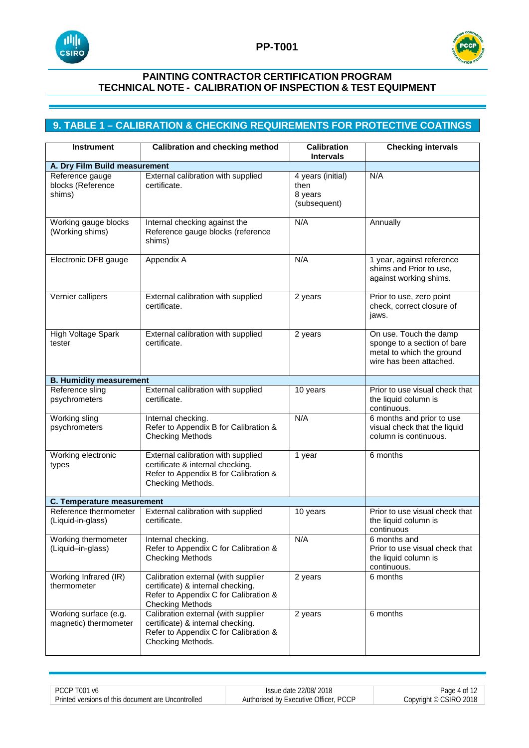## 9. TABLE 1 – CALIBRATION & CHECKING REQUIREMENTS FOR PROTECTIVE COATINGS

| Instrument | Calibration and checking method | Calibration Intervals | Checking intervals |
|---|---|---|---|
| **A. Dry Film Build measurement** | | | |
| Reference gauge blocks (Reference shims) | External calibration with supplied certificate. | 4 years (initial) then 8 years (subsequent) | N/A |
| Working gauge blocks (Working shims) | Internal checking against the Reference gauge blocks (reference shims) | N/A | Annually |
| Electronic DFB gauge | Appendix A | N/A | 1 year, against reference shims and Prior to use, against working shims. |
| Vernier callipers | External calibration with supplied certificate. | 2 years | Prior to use, zero point check, correct closure of jaws. |
| High Voltage Spark tester | External calibration with supplied certificate. | 2 years | On use. Touch the damp sponge to a section of bare metal to which the ground wire has been attached. |
| **B. Humidity measurement** | | | |
| Reference sling psychrometers | External calibration with supplied certificate. | 10 years | Prior to use visual check that the liquid column is continuous. |
| Working sling psychrometers | Internal checking. Refer to Appendix B for Calibration & Checking Methods | N/A | 6 months and prior to use visual check that the liquid column is continuous. |
| Working electronic types | External calibration with supplied certificate & internal checking. Refer to Appendix B for Calibration & Checking Methods. | 1 year | 6 months |
| **C. Temperature measurement** | | | |
| Reference thermometer (Liquid-in-glass) | External calibration with supplied certificate. | 10 years | Prior to use visual check that the liquid column is continuous |
| Working thermometer (Liquid–in-glass) | Internal checking. Refer to Appendix C for Calibration & Checking Methods | N/A | 6 months and Prior to use visual check that the liquid column is continuous. |
| Working Infrared (IR) thermometer | Calibration external (with supplier certificate) & internal checking. Refer to Appendix C for Calibration & Checking Methods | 2 years | 6 months |
| Working surface (e.g. magnetic) thermometer | Calibration external (with supplier certificate) & internal checking. Refer to Appendix C for Calibration & Checking Methods. | 2 years | 6 months |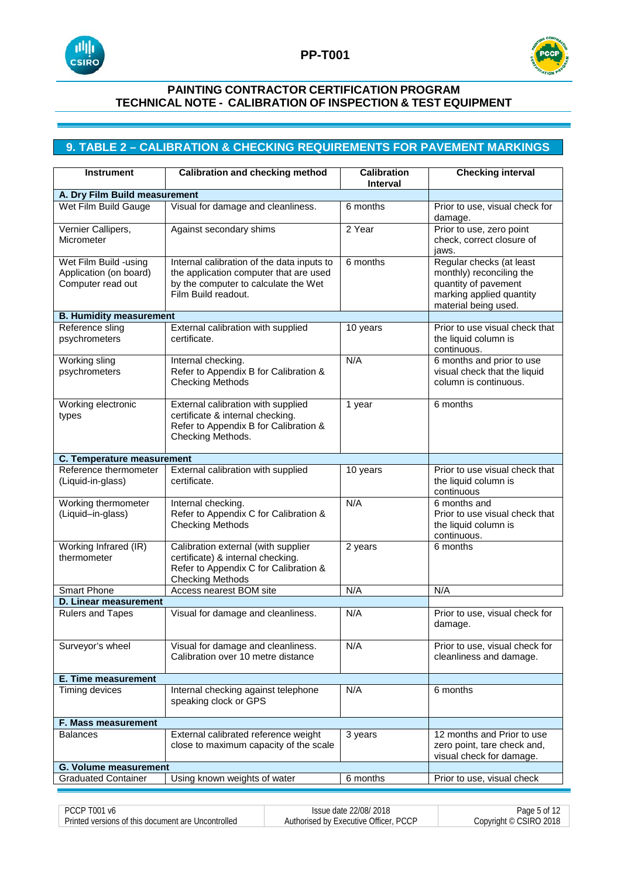## 9. TABLE 2 – CALIBRATION & CHECKING REQUIREMENTS FOR PAVEMENT MARKINGS

| Instrument | Calibration and checking method | Calibration Interval | Checking interval |
|---|---|---|---|
| **A. Dry Film Build measurement** | | | |
| Wet Film Build Gauge | Visual for damage and cleanliness. | 6 months | Prior to use, visual check for damage. |
| Vernier Callipers, Micrometer | Against secondary shims | 2 Year | Prior to use, zero point check, correct closure of jaws. |
| Wet Film Build -using Application (on board) Computer read out | Internal calibration of the data inputs to the application computer that are used by the computer to calculate the Wet Film Build readout. | 6 months | Regular checks (at least monthly) reconciling the quantity of pavement marking applied quantity material being used. |
| **B. Humidity measurement** | | | |
| Reference sling psychrometers | External calibration with supplied certificate. | 10 years | Prior to use visual check that the liquid column is continuous. |
| Working sling psychrometers | Internal checking. Refer to Appendix B for Calibration & Checking Methods | N/A | 6 months and prior to use visual check that the liquid column is continuous. |
| Working electronic types | External calibration with supplied certificate & internal checking. Refer to Appendix B for Calibration & Checking Methods. | 1 year | 6 months |
| **C. Temperature measurement** | | | |
| Reference thermometer (Liquid-in-glass) | External calibration with supplied certificate. | 10 years | Prior to use visual check that the liquid column is continuous |
| Working thermometer (Liquid–in-glass) | Internal checking. Refer to Appendix C for Calibration & Checking Methods | N/A | 6 months and Prior to use visual check that the liquid column is continuous. |
| Working Infrared (IR) thermometer | Calibration external (with supplier certificate) & internal checking. Refer to Appendix C for Calibration & Checking Methods | 2 years | 6 months |
| Smart Phone | Access nearest BOM site | N/A | N/A |
| **D. Linear measurement** | | | |
| Rulers and Tapes | Visual for damage and cleanliness. | N/A | Prior to use, visual check for damage. |
| Surveyor's wheel | Visual for damage and cleanliness. Calibration over 10 metre distance | N/A | Prior to use, visual check for cleanliness and damage. |
| **E. Time measurement** | | | |
| Timing devices | Internal checking against telephone speaking clock or GPS | N/A | 6 months |
| **F. Mass measurement** | | | |
| Balances | External calibrated reference weight close to maximum capacity of the scale | 3 years | 12 months and Prior to use zero point, tare check and, visual check for damage. |
| **G. Volume measurement** | | | |
| Graduated Container | Using known weights of water | 6 months | Prior to use, visual check |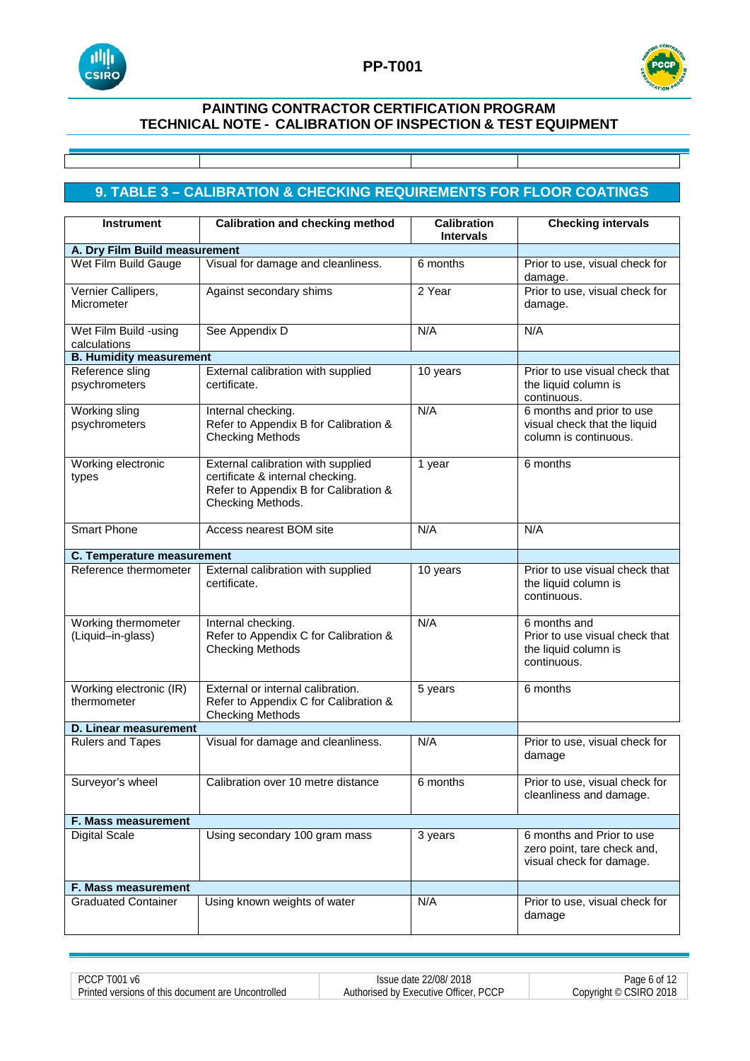## 9. TABLE 3 – CALIBRATION & CHECKING REQUIREMENTS FOR FLOOR COATINGS

| Instrument | Calibration and checking method | Calibration Intervals | Checking intervals |
|---|---|---|---|
| **A. Dry Film Build measurement** | | | |
| Wet Film Build Gauge | Visual for damage and cleanliness. | 6 months | Prior to use, visual check for damage. |
| Vernier Callipers, Micrometer | Against secondary shims | 2 Year | Prior to use, visual check for damage. |
| Wet Film Build -using calculations | See Appendix D | N/A | N/A |
| **B. Humidity measurement** | | | |
| Reference sling psychrometers | External calibration with supplied certificate. | 10 years | Prior to use visual check that the liquid column is continuous. |
| Working sling psychrometers | Internal checking. Refer to Appendix B for Calibration & Checking Methods | N/A | 6 months and prior to use visual check that the liquid column is continuous. |
| Working electronic types | External calibration with supplied certificate & internal checking. Refer to Appendix B for Calibration & Checking Methods. | 1 year | 6 months |
| Smart Phone | Access nearest BOM site | N/A | N/A |
| **C. Temperature measurement** | | | |
| Reference thermometer | External calibration with supplied certificate. | 10 years | Prior to use visual check that the liquid column is continuous. |
| Working thermometer (Liquid–in-glass) | Internal checking. Refer to Appendix C for Calibration & Checking Methods | N/A | 6 months and Prior to use visual check that the liquid column is continuous. |
| Working electronic (IR) thermometer | External or internal calibration. Refer to Appendix C for Calibration & Checking Methods | 5 years | 6 months |
| **D. Linear measurement** | | | |
| Rulers and Tapes | Visual for damage and cleanliness. | N/A | Prior to use, visual check for damage |
| Surveyor's wheel | Calibration over 10 metre distance | 6 months | Prior to use, visual check for cleanliness and damage. |
| **F. Mass measurement** | | | |
| Digital Scale | Using secondary 100 gram mass | 3 years | 6 months and Prior to use zero point, tare check and, visual check for damage. |
| **F. Mass measurement** | | | |
| Graduated Container | Using known weights of water | N/A | Prior to use, visual check for damage |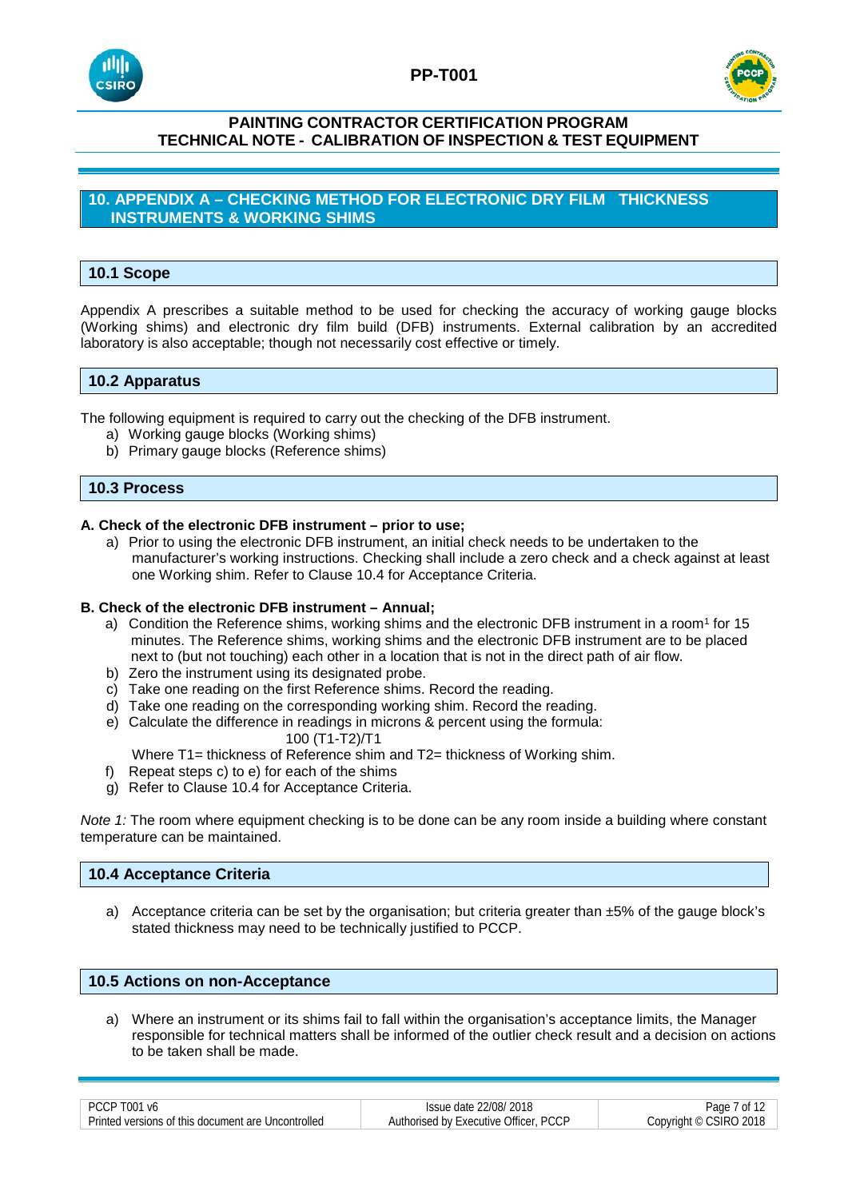## 10. APPENDIX A – CHECKING METHOD FOR ELECTRONIC DRY FILM THICKNESS INSTRUMENTS & WORKING SHIMS

### 10.1 Scope

Appendix A prescribes a suitable method to be used for checking the accuracy of working gauge blocks (Working shims) and electronic dry film build (DFB) instruments. External calibration by an accredited laboratory is also acceptable; though not necessarily cost effective or timely.

### 10.2 Apparatus

The following equipment is required to carry out the checking of the DFB instrument.

a) Working gauge blocks (Working shims)
b) Primary gauge blocks (Reference shims)

### 10.3 Process

**A. Check of the electronic DFB instrument – prior to use;**

a) Prior to using the electronic DFB instrument, an initial check needs to be undertaken to the manufacturer's working instructions. Checking shall include a zero check and a check against at least one Working shim. Refer to Clause 10.4 for Acceptance Criteria.

**B. Check of the electronic DFB instrument – Annual;**

a) Condition the Reference shims, working shims and the electronic DFB instrument in a room[1] for 15 minutes. The Reference shims, working shims and the electronic DFB instrument are to be placed next to (but not touching) each other in a location that is not in the direct path of air flow.
b) Zero the instrument using its designated probe.
c) Take one reading on the first Reference shims. Record the reading.
d) Take one reading on the corresponding working shim. Record the reading.
e) Calculate the difference in readings in microns & percent using the formula:

$$100 (T1-T2)/T1$$

Where T1= thickness of Reference shim and T2= thickness of Working shim.

f) Repeat steps c) to e) for each of the shims
g) Refer to Clause 10.4 for Acceptance Criteria.

*Note 1:* The room where equipment checking is to be done can be any room inside a building where constant temperature can be maintained.

### 10.4 Acceptance Criteria

a) Acceptance criteria can be set by the organisation; but criteria greater than ±5% of the gauge block's stated thickness may need to be technically justified to PCCP.

### 10.5 Actions on non-Acceptance

a) Where an instrument or its shims fail to fall within the organisation's acceptance limits, the Manager responsible for technical matters shall be informed of the outlier check result and a decision on actions to be taken shall be made.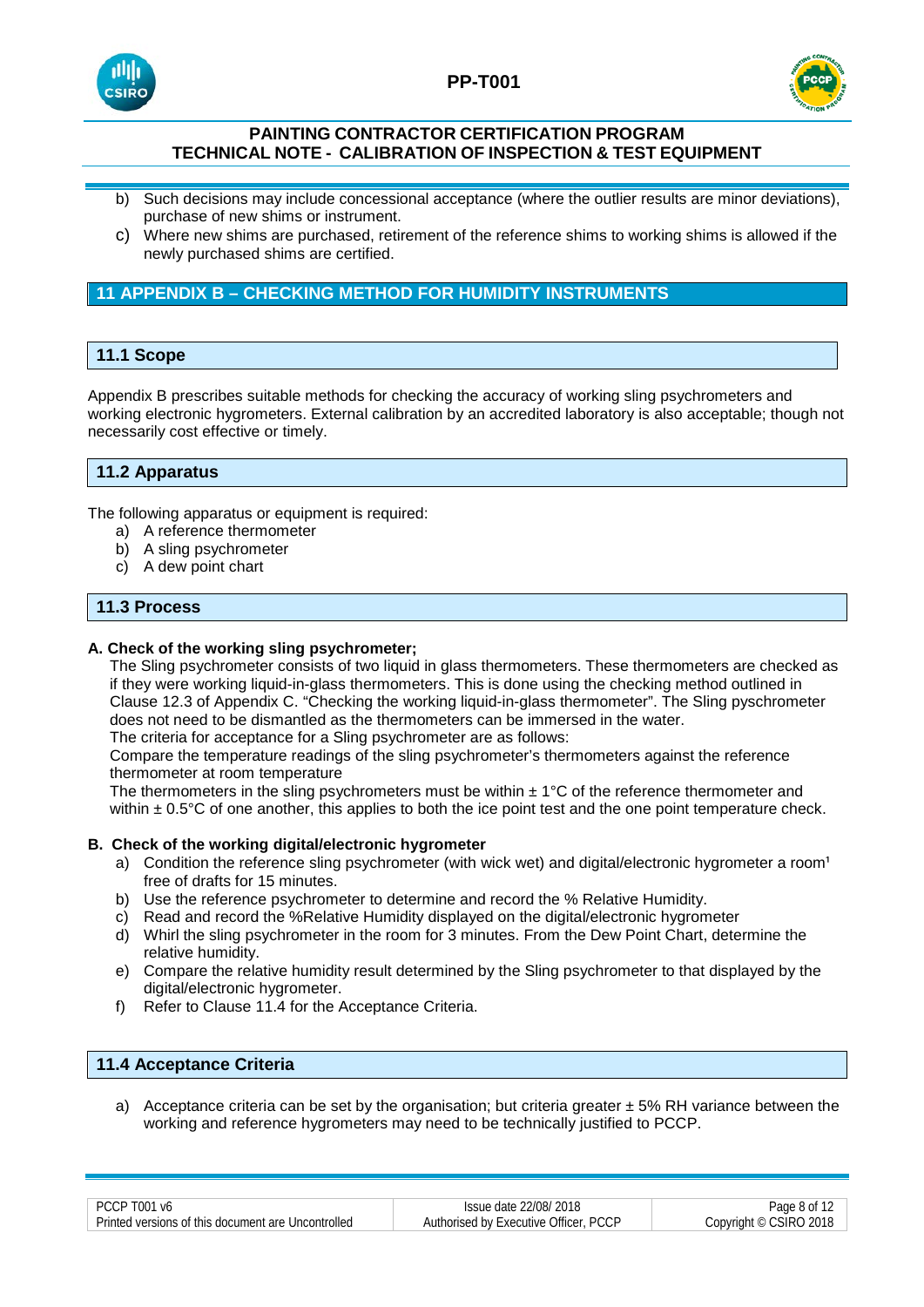b) Such decisions may include concessional acceptance (where the outlier results are minor deviations), purchase of new shims or instrument.

c) Where new shims are purchased, retirement of the reference shims to working shims is allowed if the newly purchased shims are certified.

## 11 APPENDIX B – CHECKING METHOD FOR HUMIDITY INSTRUMENTS

### 11.1 Scope

Appendix B prescribes suitable methods for checking the accuracy of working sling psychrometers and working electronic hygrometers. External calibration by an accredited laboratory is also acceptable; though not necessarily cost effective or timely.

### 11.2 Apparatus

The following apparatus or equipment is required:

a) A reference thermometer
b) A sling psychrometer
c) A dew point chart

### 11.3 Process

**A. Check of the working sling psychrometer;**

The Sling psychrometer consists of two liquid in glass thermometers. These thermometers are checked as if they were working liquid-in-glass thermometers. This is done using the checking method outlined in Clause 12.3 of Appendix C. "Checking the working liquid-in-glass thermometer". The Sling pyschrometer does not need to be dismantled as the thermometers can be immersed in the water.

The criteria for acceptance for a Sling psychrometer are as follows:

Compare the temperature readings of the sling psychrometer's thermometers against the reference thermometer at room temperature

The thermometers in the sling psychrometers must be within ± 1°C of the reference thermometer and within ± 0.5°C of one another, this applies to both the ice point test and the one point temperature check.

**B. Check of the working digital/electronic hygrometer**

a) Condition the reference sling psychrometer (with wick wet) and digital/electronic hygrometer a room[1] free of drafts for 15 minutes.
b) Use the reference psychrometer to determine and record the % Relative Humidity.
c) Read and record the %Relative Humidity displayed on the digital/electronic hygrometer
d) Whirl the sling psychrometer in the room for 3 minutes. From the Dew Point Chart, determine the relative humidity.
e) Compare the relative humidity result determined by the Sling psychrometer to that displayed by the digital/electronic hygrometer.
f) Refer to Clause 11.4 for the Acceptance Criteria.

### 11.4 Acceptance Criteria

a) Acceptance criteria can be set by the organisation; but criteria greater ± 5% RH variance between the working and reference hygrometers may need to be technically justified to PCCP.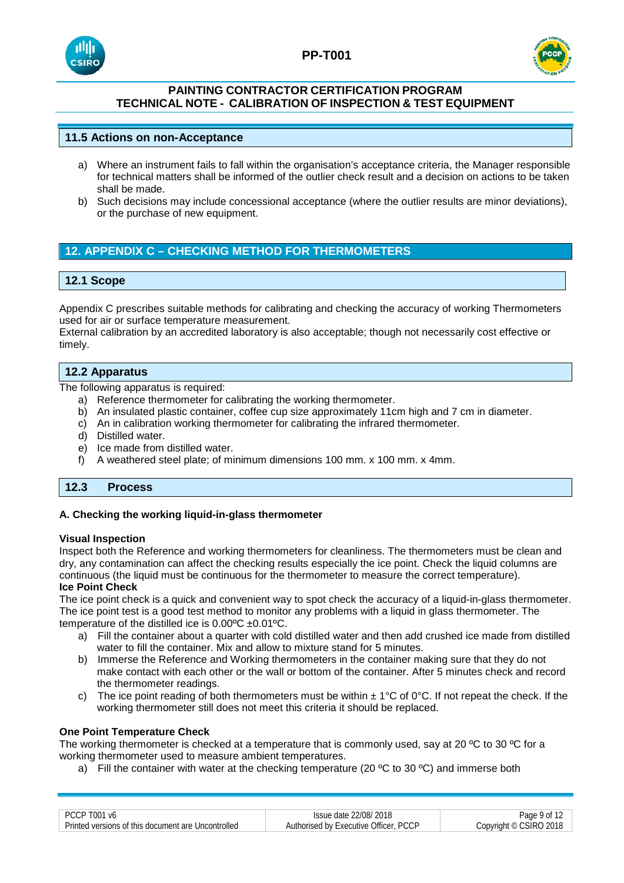### 11.5 Actions on non-Acceptance

a) Where an instrument fails to fall within the organisation's acceptance criteria, the Manager responsible for technical matters shall be informed of the outlier check result and a decision on actions to be taken shall be made.

b) Such decisions may include concessional acceptance (where the outlier results are minor deviations), or the purchase of new equipment.

## 12. APPENDIX C – CHECKING METHOD FOR THERMOMETERS

### 12.1 Scope

Appendix C prescribes suitable methods for calibrating and checking the accuracy of working Thermometers used for air or surface temperature measurement.
External calibration by an accredited laboratory is also acceptable; though not necessarily cost effective or timely.

### 12.2 Apparatus

The following apparatus is required:

a) Reference thermometer for calibrating the working thermometer.
b) An insulated plastic container, coffee cup size approximately 11cm high and 7 cm in diameter.
c) An in calibration working thermometer for calibrating the infrared thermometer.
d) Distilled water.
e) Ice made from distilled water.
f) A weathered steel plate; of minimum dimensions 100 mm. x 100 mm. x 4mm.

### 12.3 Process

**A. Checking the working liquid-in-glass thermometer**

**Visual Inspection**

Inspect both the Reference and working thermometers for cleanliness. The thermometers must be clean and dry, any contamination can affect the checking results especially the ice point. Check the liquid columns are continuous (the liquid must be continuous for the thermometer to measure the correct temperature).

**Ice Point Check**

The ice point check is a quick and convenient way to spot check the accuracy of a liquid-in-glass thermometer. The ice point test is a good test method to monitor any problems with a liquid in glass thermometer. The temperature of the distilled ice is 0.00ºC ±0.01ºC.

a) Fill the container about a quarter with cold distilled water and then add crushed ice made from distilled water to fill the container. Mix and allow to mixture stand for 5 minutes.
b) Immerse the Reference and Working thermometers in the container making sure that they do not make contact with each other or the wall or bottom of the container. After 5 minutes check and record the thermometer readings.
c) The ice point reading of both thermometers must be within ± 1°C of 0°C. If not repeat the check. If the working thermometer still does not meet this criteria it should be replaced.

**One Point Temperature Check**

The working thermometer is checked at a temperature that is commonly used, say at 20 ºC to 30 ºC for a working thermometer used to measure ambient temperatures.

a) Fill the container with water at the checking temperature (20 ºC to 30 ºC) and immerse both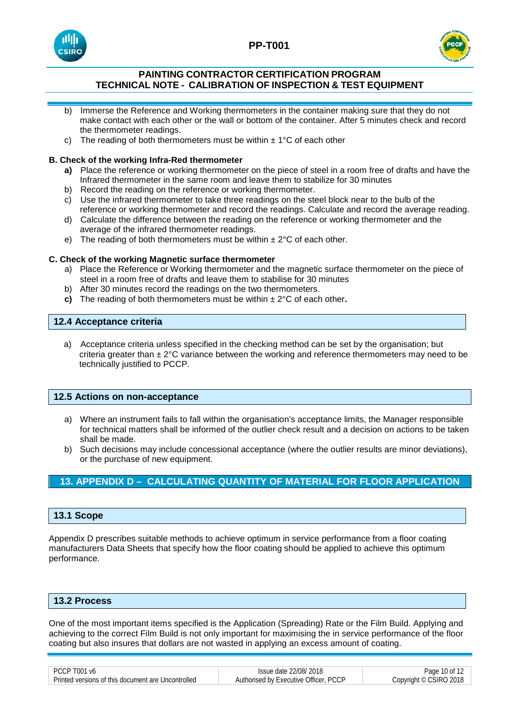b) Immerse the Reference and Working thermometers in the container making sure that they do not make contact with each other or the wall or bottom of the container. After 5 minutes check and record the thermometer readings.

c) The reading of both thermometers must be within ± 1°C of each other

**B. Check of the working Infra-Red thermometer**

**a)** Place the reference or working thermometer on the piece of steel in a room free of drafts and have the Infrared thermometer in the same room and leave them to stabilize for 30 minutes

b) Record the reading on the reference or working thermometer.

c) Use the infrared thermometer to take three readings on the steel block near to the bulb of the reference or working thermometer and record the readings. Calculate and record the average reading.

d) Calculate the difference between the reading on the reference or working thermometer and the average of the infrared thermometer readings.

e) The reading of both thermometers must be within ± 2°C of each other.

**C. Check of the working Magnetic surface thermometer**

a) Place the Reference or Working thermometer and the magnetic surface thermometer on the piece of steel in a room free of drafts and leave them to stabilise for 30 minutes

b) After 30 minutes record the readings on the two thermometers.

**c)** The reading of both thermometers must be within ± 2°C of each other**.**

### 12.4 Acceptance criteria

a) Acceptance criteria unless specified in the checking method can be set by the organisation; but criteria greater than ± 2°C variance between the working and reference thermometers may need to be technically justified to PCCP.

### 12.5 Actions on non-acceptance

a) Where an instrument fails to fall within the organisation's acceptance limits, the Manager responsible for technical matters shall be informed of the outlier check result and a decision on actions to be taken shall be made.

b) Such decisions may include concessional acceptance (where the outlier results are minor deviations), or the purchase of new equipment.

## 13. APPENDIX D – CALCULATING QUANTITY OF MATERIAL FOR FLOOR APPLICATION

### 13.1 Scope

Appendix D prescribes suitable methods to achieve optimum in service performance from a floor coating manufacturers Data Sheets that specify how the floor coating should be applied to achieve this optimum performance.

### 13.2 Process

One of the most important items specified is the Application (Spreading) Rate or the Film Build. Applying and achieving to the correct Film Build is not only important for maximising the in service performance of the floor coating but also insures that dollars are not wasted in applying an excess amount of coating.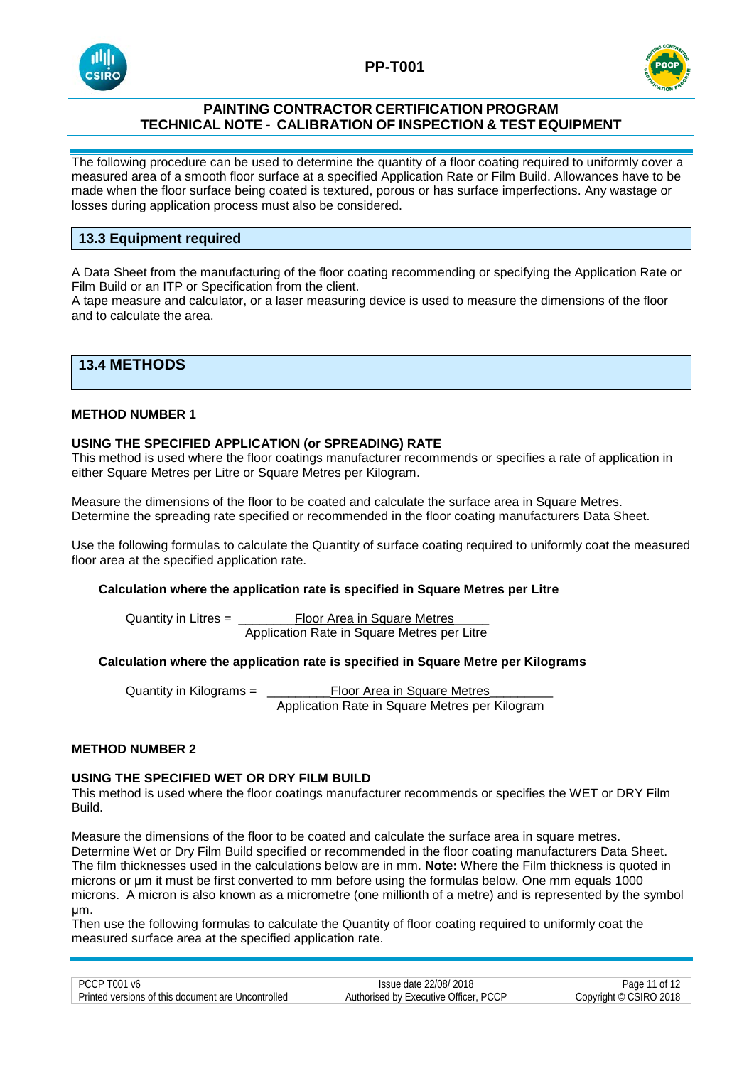The following procedure can be used to determine the quantity of a floor coating required to uniformly cover a measured area of a smooth floor surface at a specified Application Rate or Film Build. Allowances have to be made when the floor surface being coated is textured, porous or has surface imperfections. Any wastage or losses during application process must also be considered.

## 13.3 Equipment required

A Data Sheet from the manufacturing of the floor coating recommending or specifying the Application Rate or Film Build or an ITP or Specification from the client.
A tape measure and calculator, or a laser measuring device is used to measure the dimensions of the floor and to calculate the area.

## 13.4 METHODS

**METHOD NUMBER 1**

**USING THE SPECIFIED APPLICATION (or SPREADING) RATE**
This method is used where the floor coatings manufacturer recommends or specifies a rate of application in either Square Metres per Litre or Square Metres per Kilogram.

Measure the dimensions of the floor to be coated and calculate the surface area in Square Metres. Determine the spreading rate specified or recommended in the floor coating manufacturers Data Sheet.

Use the following formulas to calculate the Quantity of surface coating required to uniformly coat the measured floor area at the specified application rate.

**Calculation where the application rate is specified in Square Metres per Litre**

$$\text{Quantity in Litres} = \frac{\text{Floor Area in Square Metres}}{\text{Application Rate in Square Metres per Litre}}$$

**Calculation where the application rate is specified in Square Metre per Kilograms**

$$\text{Quantity in Kilograms} = \frac{\text{Floor Area in Square Metres}}{\text{Application Rate in Square Metres per Kilogram}}$$

**METHOD NUMBER 2**

**USING THE SPECIFIED WET OR DRY FILM BUILD**
This method is used where the floor coatings manufacturer recommends or specifies the WET or DRY Film Build.

Measure the dimensions of the floor to be coated and calculate the surface area in square metres. Determine Wet or Dry Film Build specified or recommended in the floor coating manufacturers Data Sheet. The film thicknesses used in the calculations below are in mm. **Note:** Where the Film thickness is quoted in microns or µm it must be first converted to mm before using the formulas below. One mm equals 1000 microns. A micron is also known as a micrometre (one millionth of a metre) and is represented by the symbol µm.
Then use the following formulas to calculate the Quantity of floor coating required to uniformly coat the measured surface area at the specified application rate.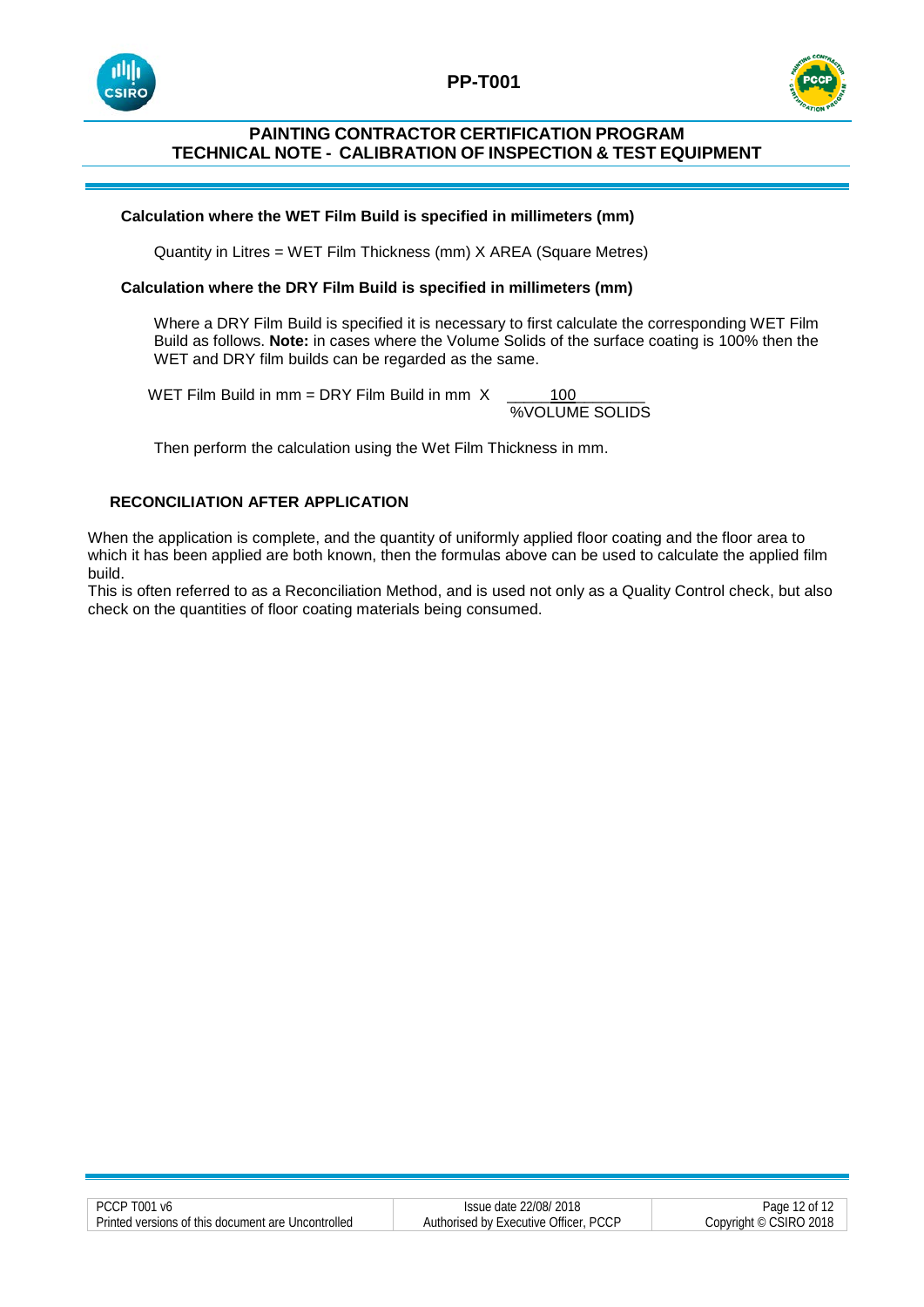### Calculation where the WET Film Build is specified in millimeters (mm)

Quantity in Litres = WET Film Thickness (mm) X AREA (Square Metres)

### Calculation where the DRY Film Build is specified in millimeters (mm)

Where a DRY Film Build is specified it is necessary to first calculate the corresponding WET Film Build as follows. **Note:** in cases where the Volume Solids of the surface coating is 100% then the WET and DRY film builds can be regarded as the same.

$$\text{WET Film Build in mm} = \text{DRY Film Build in mm} \times \frac{100}{\text{\%VOLUME SOLIDS}}$$

Then perform the calculation using the Wet Film Thickness in mm.

## RECONCILIATION AFTER APPLICATION

When the application is complete, and the quantity of uniformly applied floor coating and the floor area to which it has been applied are both known, then the formulas above can be used to calculate the applied film build.

This is often referred to as a Reconciliation Method, and is used not only as a Quality Control check, but also check on the quantities of floor coating materials being consumed.